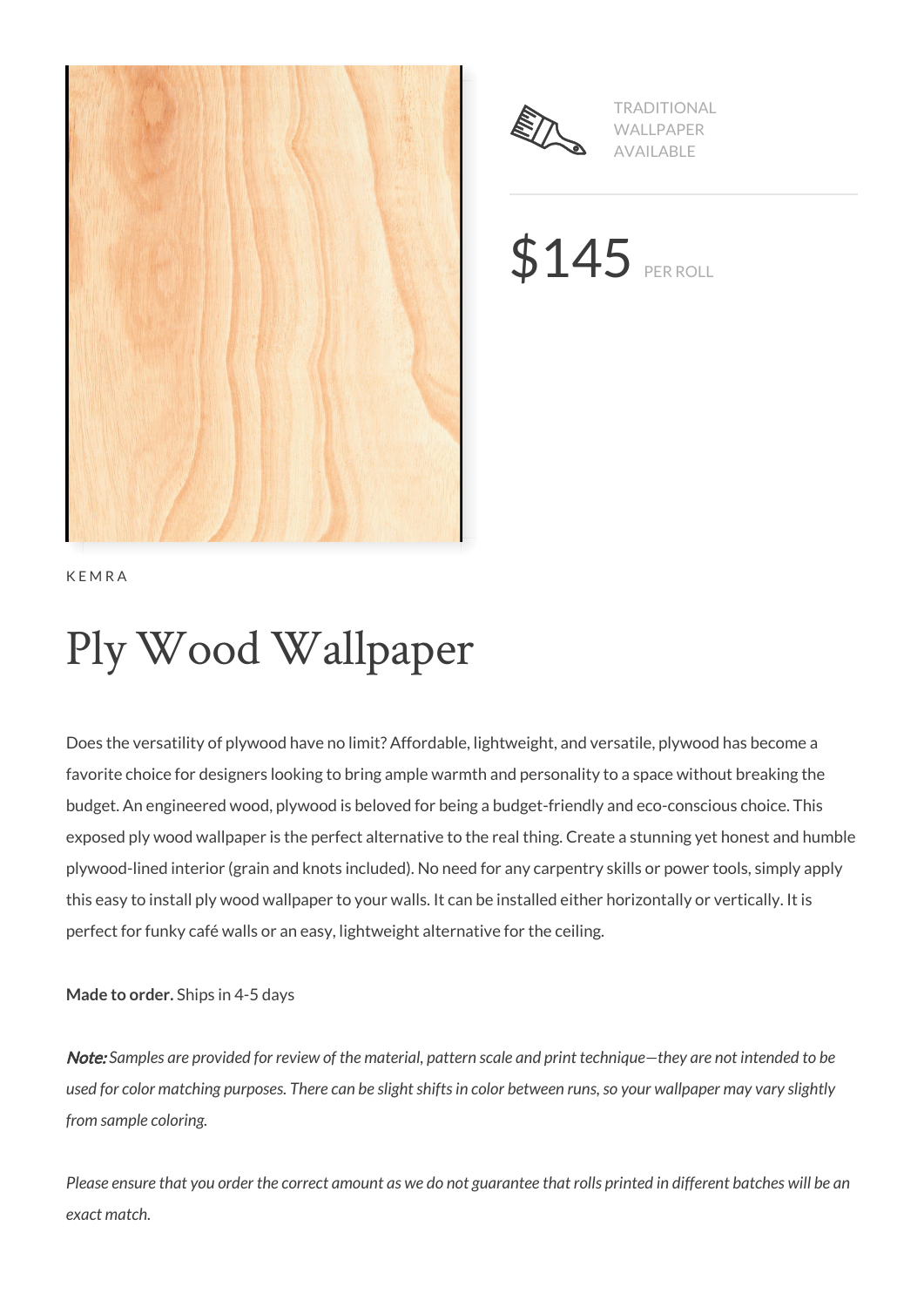TRADITIONAL WALLPAPER AVAILABLE

$145 PER ROLL

KEMRA

# Ply Wood Wallpaper

Does the versatility of plywood have no limit? Affordable, lightweight, and versatile, plywood has become a favorite choice for designers looking to bring ample warmth and personality to a space without breaking the budget. An engineered wood, plywood is beloved for being a budget-friendly and eco-conscious choice. This exposed ply wood wallpaper is the perfect alternative to the real thing. Create a stunning yet honest and humble plywood-lined interior (grain and knots included). No need for any carpentry skills or power tools, simply apply this easy to install ply wood wallpaper to your walls. It can be installed either horizontally or vertically. It is perfect for funky café walls or an easy, lightweight alternative for the ceiling.

**Made to order.** Ships in 4-5 days

***Note:*** *Samples are provided for review of the material, pattern scale and print technique—they are not intended to be used for color matching purposes. There can be slight shifts in color between runs, so your wallpaper may vary slightly from sample coloring.*

*Please ensure that you order the correct amount as we do not guarantee that rolls printed in different batches will be an exact match.*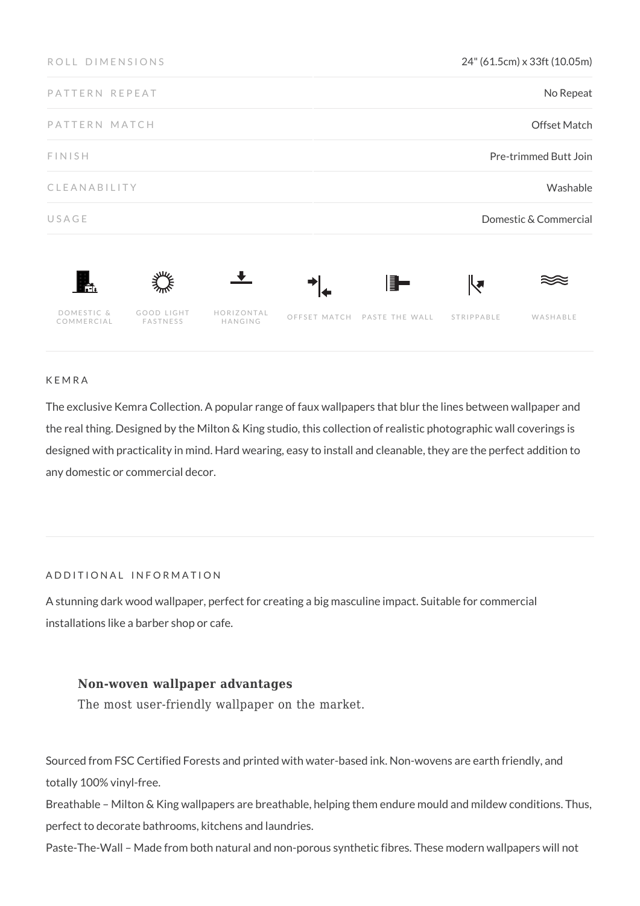| ROLL DIMENSIONS | 24" (61.5cm) x 33ft (10.05m) |
|---|---|
| PATTERN REPEAT | No Repeat |
| PATTERN MATCH | Offset Match |
| FINISH | Pre-trimmed Butt Join |
| CLEANABILITY | Washable |
| USAGE | Domestic & Commercial |

DOMESTIC & COMMERCIAL | GOOD LIGHT FASTNESS | HORIZONTAL HANGING | OFFSET MATCH | PASTE THE WALL | STRIPPABLE | WASHABLE

## KEMRA

The exclusive Kemra Collection. A popular range of faux wallpapers that blur the lines between wallpaper and the real thing. Designed by the Milton & King studio, this collection of realistic photographic wall coverings is designed with practicality in mind. Hard wearing, easy to install and cleanable, they are the perfect addition to any domestic or commercial decor.

## ADDITIONAL INFORMATION

A stunning dark wood wallpaper, perfect for creating a big masculine impact. Suitable for commercial installations like a barber shop or cafe.

**Non-woven wallpaper advantages**

The most user-friendly wallpaper on the market.

Sourced from FSC Certified Forests and printed with water-based ink. Non-wovens are earth friendly, and totally 100% vinyl-free.

Breathable – Milton & King wallpapers are breathable, helping them endure mould and mildew conditions. Thus, perfect to decorate bathrooms, kitchens and laundries.

Paste-The-Wall – Made from both natural and non-porous synthetic fibres. These modern wallpapers will not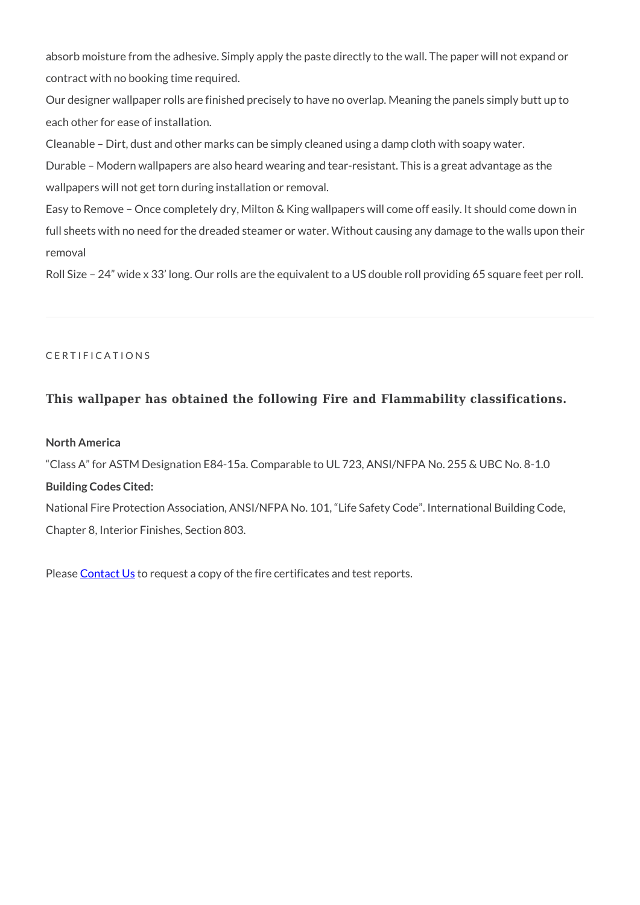absorb moisture from the adhesive. Simply apply the paste directly to the wall. The paper will not expand or contract with no booking time required.

Our designer wallpaper rolls are finished precisely to have no overlap. Meaning the panels simply butt up to each other for ease of installation.

Cleanable – Dirt, dust and other marks can be simply cleaned using a damp cloth with soapy water.

Durable – Modern wallpapers are also heard wearing and tear-resistant. This is a great advantage as the wallpapers will not get torn during installation or removal.

Easy to Remove – Once completely dry, Milton & King wallpapers will come off easily. It should come down in full sheets with no need for the dreaded steamer or water. Without causing any damage to the walls upon their removal

Roll Size – 24" wide x 33' long. Our rolls are the equivalent to a US double roll providing 65 square feet per roll.

---

CERTIFICATIONS

## This wallpaper has obtained the following Fire and Flammability classifications.

**North America**

"Class A" for ASTM Designation E84-15a. Comparable to UL 723, ANSI/NFPA No. 255 & UBC No. 8-1.0

**Building Codes Cited:**

National Fire Protection Association, ANSI/NFPA No. 101, "Life Safety Code". International Building Code, Chapter 8, Interior Finishes, Section 803.

Please Contact Us to request a copy of the fire certificates and test reports.